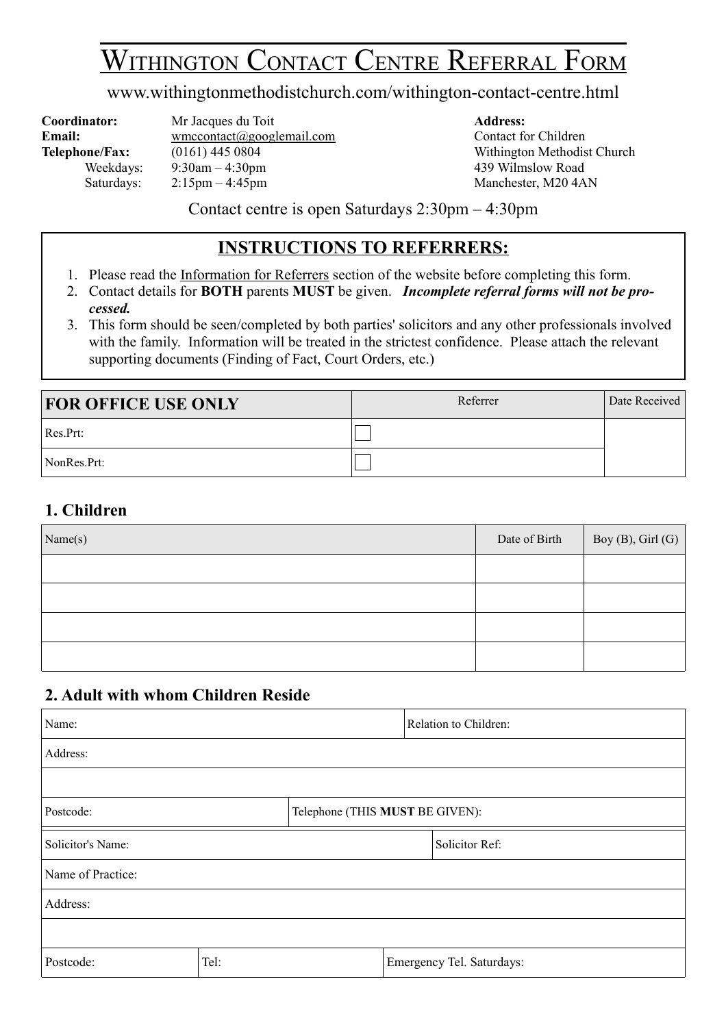# WITHINGTON CONTACT CENTRE REFERRAL FORM

www.withingtonmethodistchurch.com/withington-contact-centre.html

**Coordinator:** Mr Jacques du Toit
**Email:** wmccontact@googlemail.com
**Telephone/Fax:** (0161) 445 0804
Weekdays: 9:30am – 4:30pm
Saturdays: 2:15pm – 4:45pm

**Address:**
Contact for Children
Withington Methodist Church
439 Wilmslow Road
Manchester, M20 4AN

Contact centre is open Saturdays 2:30pm – 4:30pm

## INSTRUCTIONS TO REFERRERS:

1. Please read the Information for Referrers section of the website before completing this form.
2. Contact details for **BOTH** parents **MUST** be given. ***Incomplete referral forms will not be processed.***
3. This form should be seen/completed by both parties' solicitors and any other professionals involved with the family. Information will be treated in the strictest confidence. Please attach the relevant supporting documents (Finding of Fact, Court Orders, etc.)

| FOR OFFICE USE ONLY | Referrer | Date Received |
|---|---|---|
| Res.Prt: | ☐ | |
| NonRes.Prt: | ☐ | |

## 1. Children

| Name(s) | Date of Birth | Boy (B), Girl (G) |
|---|---|---|
| | | |
| | | |
| | | |
| | | |

## 2. Adult with whom Children Reside

| Name: | | Relation to Children: |
|---|---|---|
| Address: | | |
| | | |
| Postcode: | Telephone (THIS **MUST** BE GIVEN): | |

| Solicitor's Name: | | Solicitor Ref: |
|---|---|---|
| Name of Practice: | | |
| Address: | | |
| | | |
| Postcode: | Tel: | Emergency Tel. Saturdays: |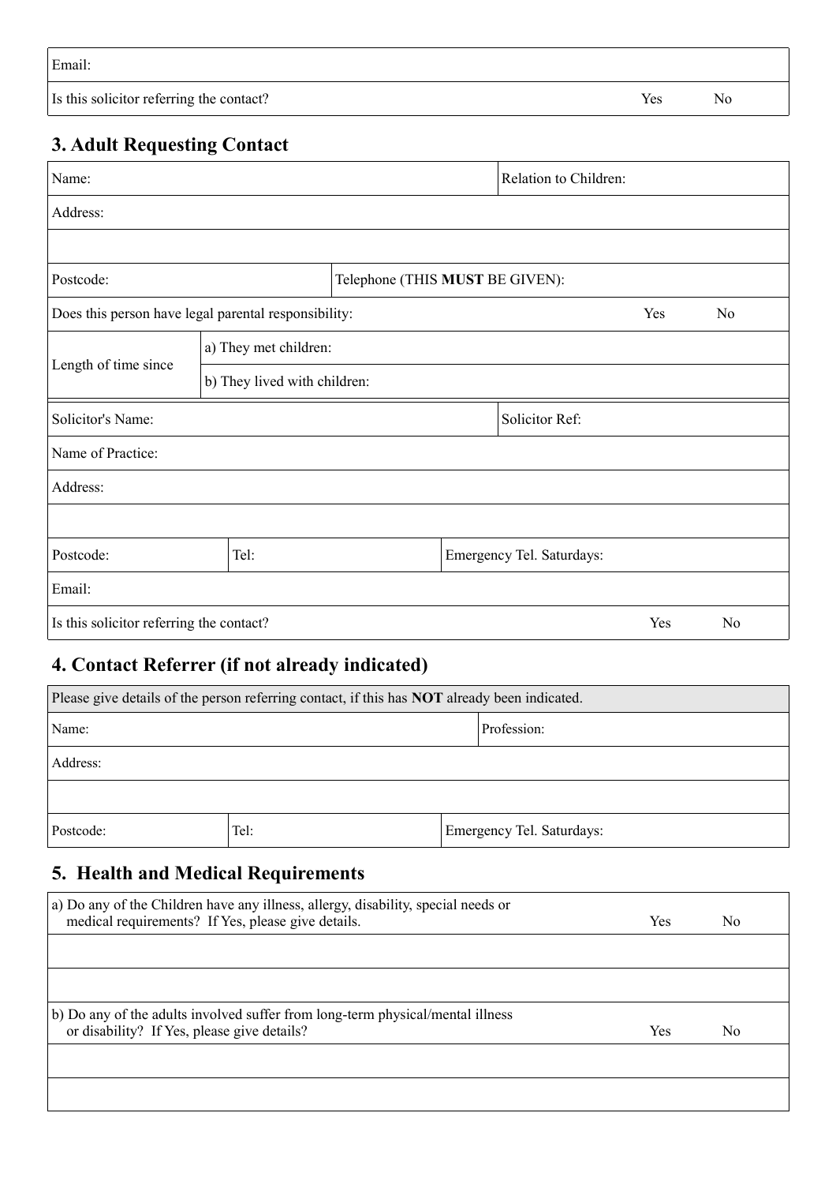| Email: | |
|---|---|
| Is this solicitor referring the contact? | Yes No |

## 3. Adult Requesting Contact

| Name: | | Relation to Children: |
|---|---|---|
| Address: | | |
| | | |
| Postcode: | Telephone (THIS **MUST** BE GIVEN): | |
| Does this person have legal parental responsibility: | | Yes No |
| Length of time since | a) They met children: | |
| | b) They lived with children: | |

| Solicitor's Name: | | | Solicitor Ref: |
|---|---|---|---|
| Name of Practice: | | | |
| Address: | | | |
| | | | |
| Postcode: | Tel: | Emergency Tel. Saturdays: | |
| Email: | | | |
| Is this solicitor referring the contact? | | | Yes No |

## 4. Contact Referrer (if not already indicated)

| Please give details of the person referring contact, if this has **NOT** already been indicated. | | |
|---|---|---|
| Name: | | Profession: |
| Address: | | |
| | | |
| Postcode: | Tel: | Emergency Tel. Saturdays: |

## 5. Health and Medical Requirements

| a) Do any of the Children have any illness, allergy, disability, special needs or medical requirements? If Yes, please give details. | Yes No |
|---|---|
| | |
| | |
| b) Do any of the adults involved suffer from long-term physical/mental illness or disability? If Yes, please give details? | Yes No |
| | |
| | |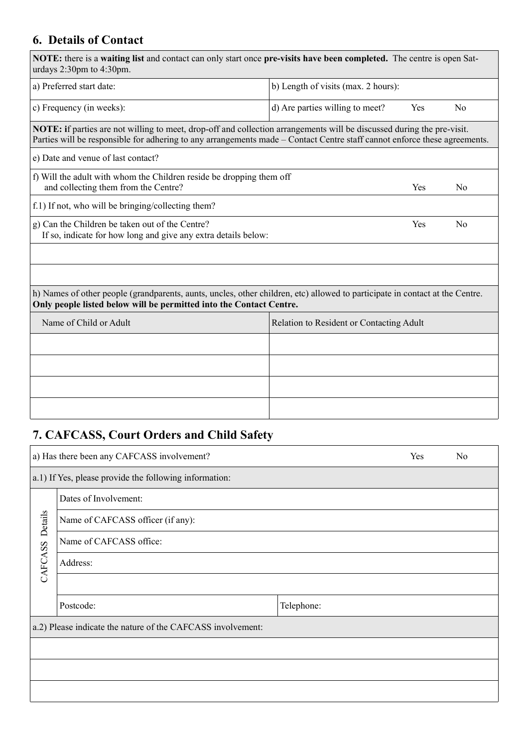## 6. Details of Contact

**NOTE:** there is a **waiting list** and contact can only start once **pre-visits have been completed.** The centre is open Saturdays 2:30pm to 4:30pm.

| | | | |
|---|---|---|---|
| a) Preferred start date: | b) Length of visits (max. 2 hours): | | |
| c) Frequency (in weeks): | d) Are parties willing to meet? | Yes | No |

**NOTE: i**f parties are not willing to meet, drop-off and collection arrangements will be discussed during the pre-visit. Parties will be responsible for adhering to any arrangements made – Contact Centre staff cannot enforce these agreements.

| | | |
|---|---|---|
| e) Date and venue of last contact? | | |
| f) Will the adult with whom the Children reside be dropping them off and collecting them from the Centre? | Yes | No |
| f.1) If not, who will be bringing/collecting them? | | |
| g) Can the Children be taken out of the Centre? If so, indicate for how long and give any extra details below: | Yes | No |
| | | |
| | | |

h) Names of other people (grandparents, aunts, uncles, other children, etc) allowed to participate in contact at the Centre. **Only people listed below will be permitted into the Contact Centre.**

| Name of Child or Adult | Relation to Resident or Contacting Adult |
|---|---|
| | |
| | |
| | |
| | |

## 7. CAFCASS, Court Orders and Child Safety

| | | | |
|---|---|---|---|
| a) Has there been any CAFCASS involvement? | | Yes | No |
| a.1) If Yes, please provide the following information: | | | |
| CAFCASS Details | Dates of Involvement: | | |
| | Name of CAFCASS officer (if any): | | |
| | Name of CAFCASS office: | | |
| | Address: | | |
| | | | |
| | Postcode: | Telephone: | |
| a.2) Please indicate the nature of the CAFCASS involvement: | | | |
| | | | |
| | | | |
| | | | |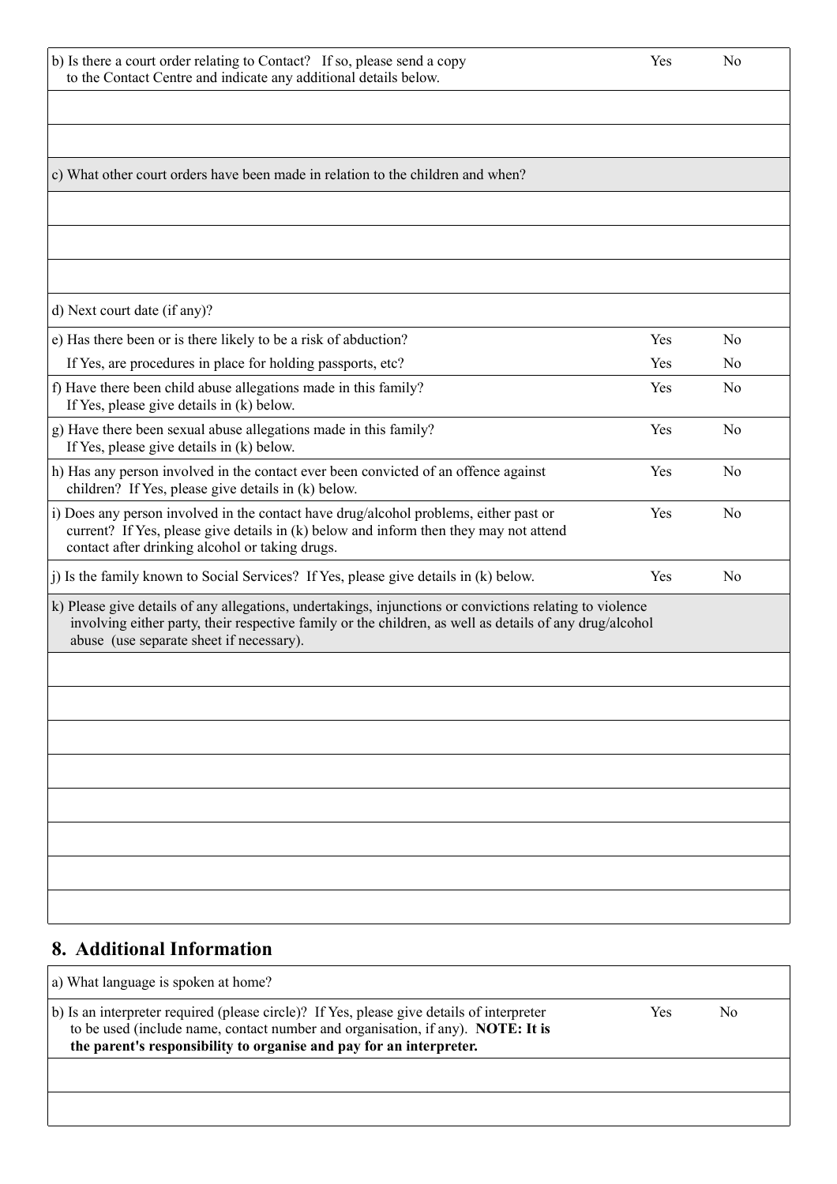| | | |
|---|---|---|
| b) Is there a court order relating to Contact? If so, please send a copy to the Contact Centre and indicate any additional details below. | Yes | No |
| | | |
| | | |
| c) What other court orders have been made in relation to the children and when? | | |
| | | |
| | | |
| | | |
| d) Next court date (if any)? | | |
| e) Has there been or is there likely to be a risk of abduction? | Yes | No |
| If Yes, are procedures in place for holding passports, etc? | Yes | No |
| f) Have there been child abuse allegations made in this family? If Yes, please give details in (k) below. | Yes | No |
| g) Have there been sexual abuse allegations made in this family? If Yes, please give details in (k) below. | Yes | No |
| h) Has any person involved in the contact ever been convicted of an offence against children? If Yes, please give details in (k) below. | Yes | No |
| i) Does any person involved in the contact have drug/alcohol problems, either past or current? If Yes, please give details in (k) below and inform then they may not attend contact after drinking alcohol or taking drugs. | Yes | No |
| j) Is the family known to Social Services? If Yes, please give details in (k) below. | Yes | No |
| k) Please give details of any allegations, undertakings, injunctions or convictions relating to violence involving either party, their respective family or the children, as well as details of any drug/alcohol abuse (use separate sheet if necessary). | | |
| | | |
| | | |
| | | |
| | | |
| | | |
| | | |
| | | |
| | | |

## 8. Additional Information

| | | |
|---|---|---|
| a) What language is spoken at home? | | |
| b) Is an interpreter required (please circle)? If Yes, please give details of interpreter to be used (include name, contact number and organisation, if any). **NOTE: It is the parent's responsibility to organise and pay for an interpreter.** | Yes | No |
| | | |
| | | |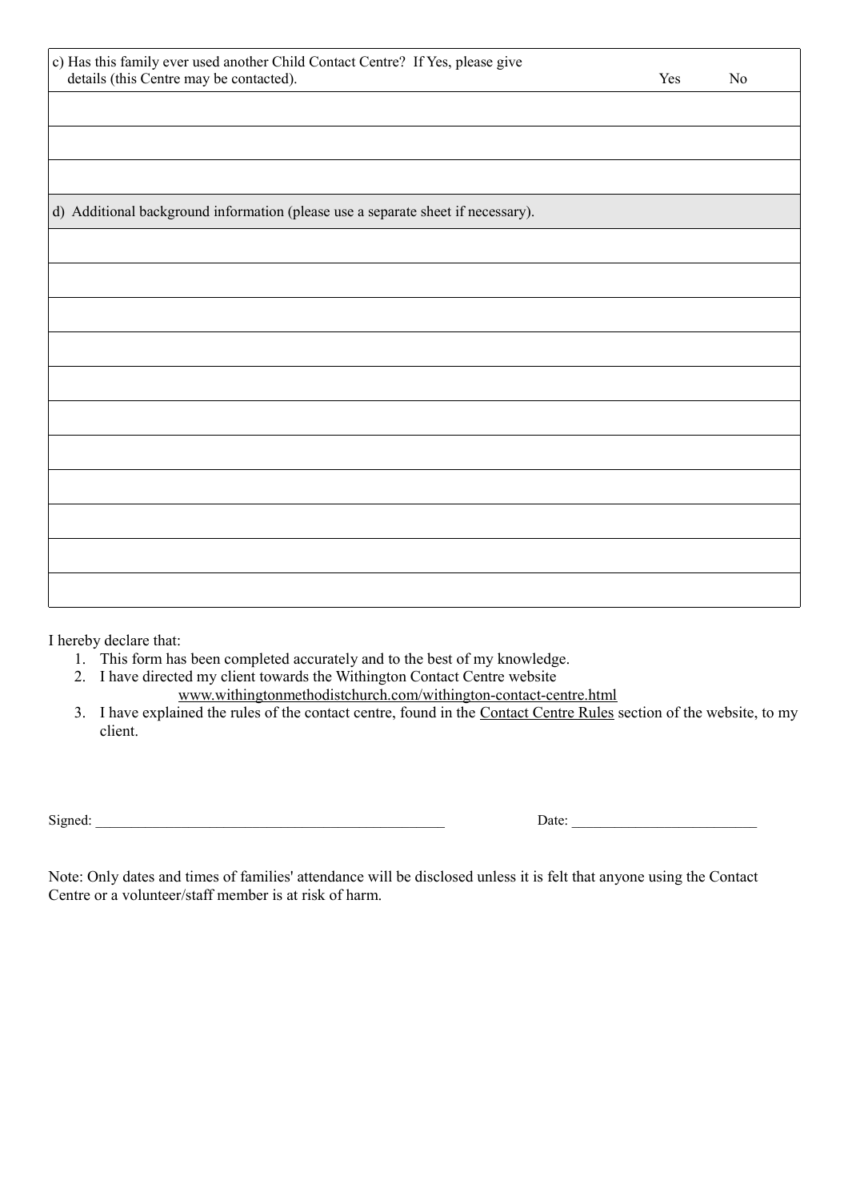| c) Has this family ever used another Child Contact Centre? If Yes, please give details (this Centre may be contacted). | Yes | No |
| --- | --- | --- |
| | | |
| | | |
| | | |

| d) Additional background information (please use a separate sheet if necessary). |
| --- |
| |
| |
| |
| |
| |
| |
| |
| |
| |
| |
| |

I hereby declare that:

1. This form has been completed accurately and to the best of my knowledge.
2. I have directed my client towards the Withington Contact Centre website www.withingtonmethodistchurch.com/withington-contact-centre.html
3. I have explained the rules of the contact centre, found in the Contact Centre Rules section of the website, to my client.

Signed: ________________________________________________ Date: _________________________

Note: Only dates and times of families' attendance will be disclosed unless it is felt that anyone using the Contact Centre or a volunteer/staff member is at risk of harm.